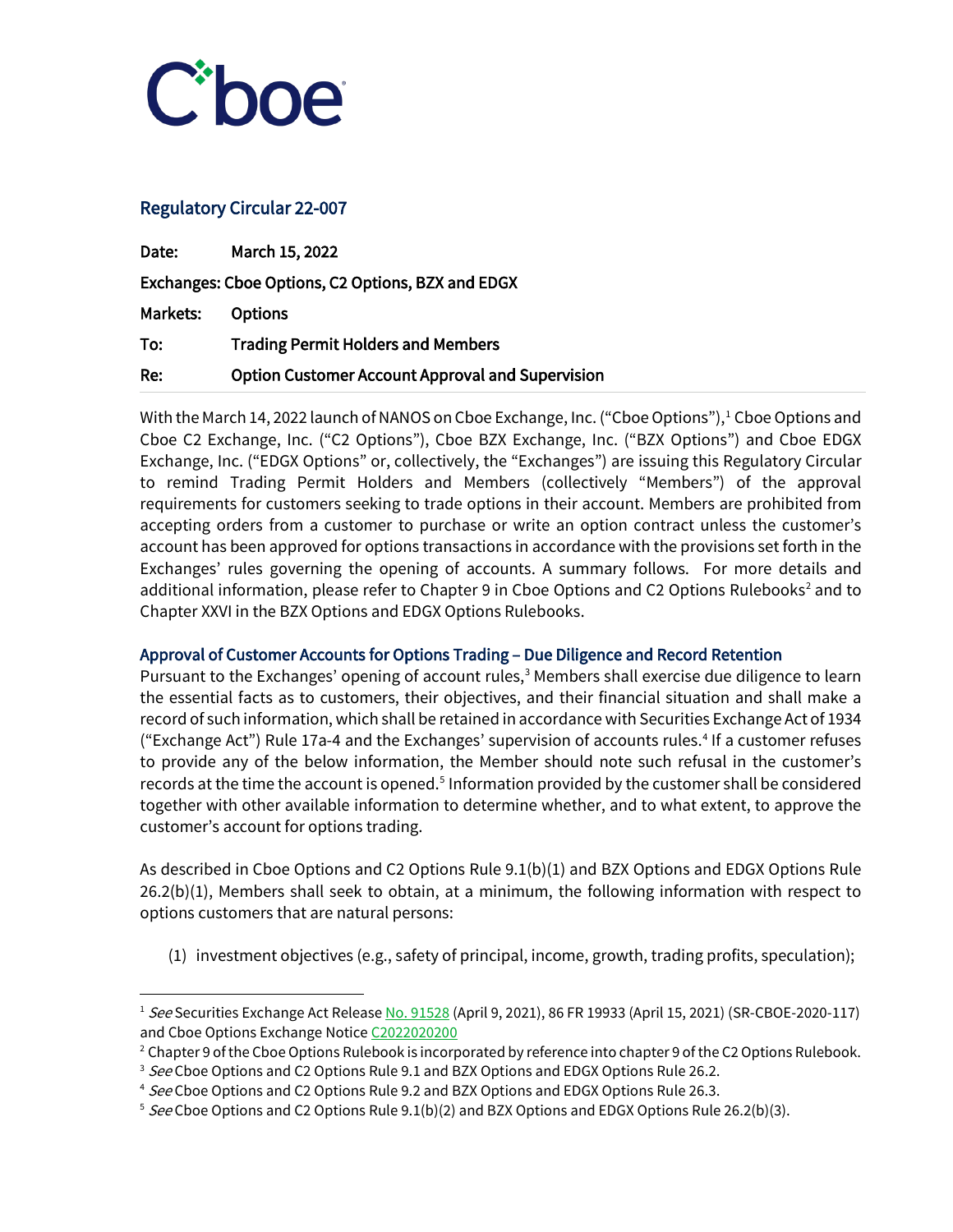Cboe

## Regulatory Circular 22-007

**Date:** March 15, 2022

**Exchanges:** Cboe Options, C2 Options, BZX and EDGX

**Markets:** Options

**To:** Trading Permit Holders and Members

**Re:** Option Customer Account Approval and Supervision

With the March 14, 2022 launch of NANOS on Cboe Exchange, Inc. ("Cboe Options"),[1] Cboe Options and Cboe C2 Exchange, Inc. ("C2 Options"), Cboe BZX Exchange, Inc. ("BZX Options") and Cboe EDGX Exchange, Inc. ("EDGX Options" or, collectively, the "Exchanges") are issuing this Regulatory Circular to remind Trading Permit Holders and Members (collectively "Members") of the approval requirements for customers seeking to trade options in their account. Members are prohibited from accepting orders from a customer to purchase or write an option contract unless the customer's account has been approved for options transactions in accordance with the provisions set forth in the Exchanges' rules governing the opening of accounts. A summary follows. For more details and additional information, please refer to Chapter 9 in Cboe Options and C2 Options Rulebooks[2] and to Chapter XXVI in the BZX Options and EDGX Options Rulebooks.

### Approval of Customer Accounts for Options Trading – Due Diligence and Record Retention

Pursuant to the Exchanges' opening of account rules,[3] Members shall exercise due diligence to learn the essential facts as to customers, their objectives, and their financial situation and shall make a record of such information, which shall be retained in accordance with Securities Exchange Act of 1934 ("Exchange Act") Rule 17a-4 and the Exchanges' supervision of accounts rules.[4] If a customer refuses to provide any of the below information, the Member should note such refusal in the customer's records at the time the account is opened.[5] Information provided by the customer shall be considered together with other available information to determine whether, and to what extent, to approve the customer's account for options trading.

As described in Cboe Options and C2 Options Rule 9.1(b)(1) and BZX Options and EDGX Options Rule 26.2(b)(1), Members shall seek to obtain, at a minimum, the following information with respect to options customers that are natural persons:

(1) investment objectives (e.g., safety of principal, income, growth, trading profits, speculation);

---

[1] *See* Securities Exchange Act Release No. 91528 (April 9, 2021), 86 FR 19933 (April 15, 2021) (SR-CBOE-2020-117) and Cboe Options Exchange Notice C2022020200

[2] Chapter 9 of the Cboe Options Rulebook is incorporated by reference into chapter 9 of the C2 Options Rulebook.

[3] *See* Cboe Options and C2 Options Rule 9.1 and BZX Options and EDGX Options Rule 26.2.

[4] *See* Cboe Options and C2 Options Rule 9.2 and BZX Options and EDGX Options Rule 26.3.

[5] *See* Cboe Options and C2 Options Rule 9.1(b)(2) and BZX Options and EDGX Options Rule 26.2(b)(3).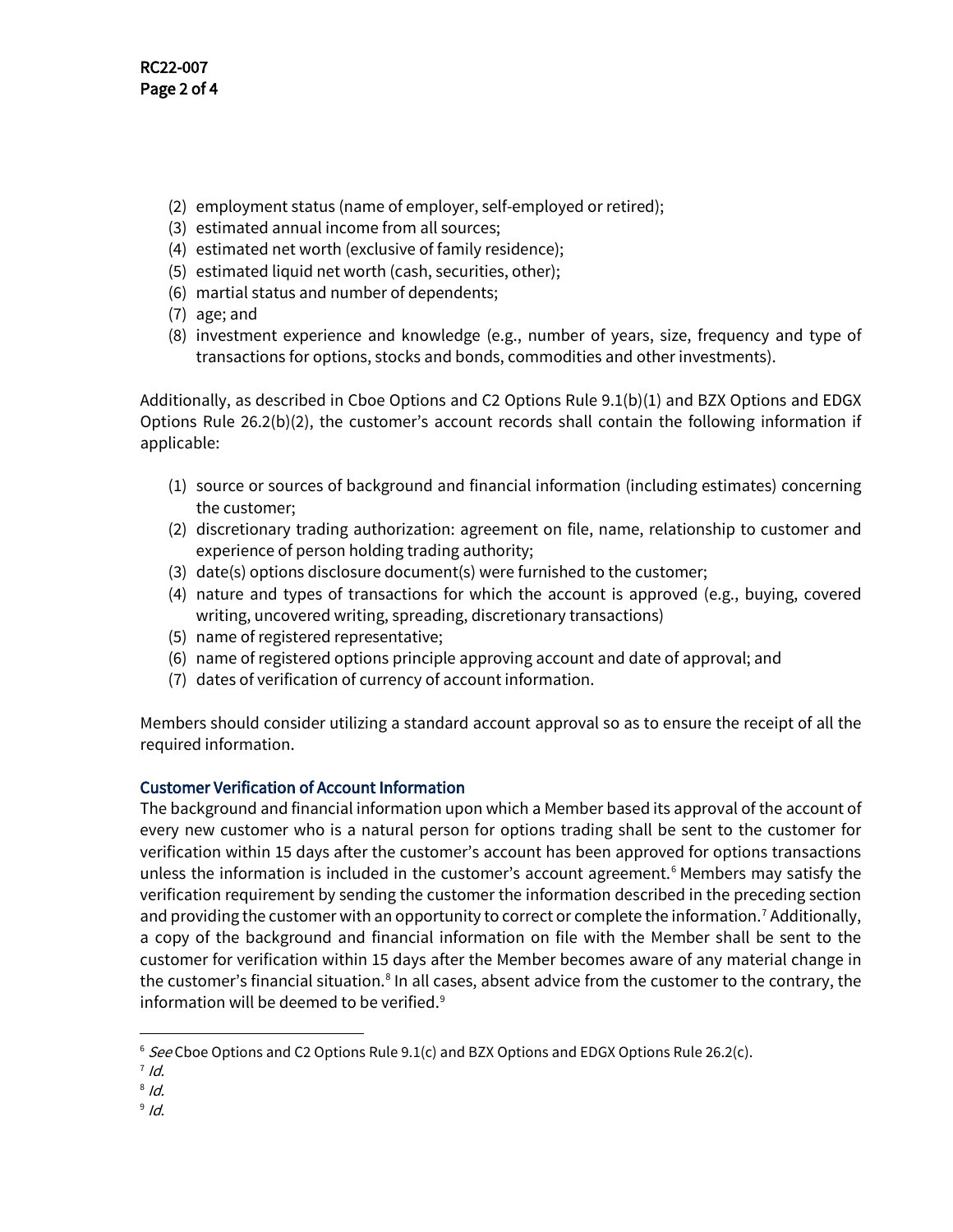(2) employment status (name of employer, self-employed or retired);
(3) estimated annual income from all sources;
(4) estimated net worth (exclusive of family residence);
(5) estimated liquid net worth (cash, securities, other);
(6) martial status and number of dependents;
(7) age; and
(8) investment experience and knowledge (e.g., number of years, size, frequency and type of transactions for options, stocks and bonds, commodities and other investments).

Additionally, as described in Cboe Options and C2 Options Rule 9.1(b)(1) and BZX Options and EDGX Options Rule 26.2(b)(2), the customer's account records shall contain the following information if applicable:

(1) source or sources of background and financial information (including estimates) concerning the customer;
(2) discretionary trading authorization: agreement on file, name, relationship to customer and experience of person holding trading authority;
(3) date(s) options disclosure document(s) were furnished to the customer;
(4) nature and types of transactions for which the account is approved (e.g., buying, covered writing, uncovered writing, spreading, discretionary transactions)
(5) name of registered representative;
(6) name of registered options principle approving account and date of approval; and
(7) dates of verification of currency of account information.

Members should consider utilizing a standard account approval so as to ensure the receipt of all the required information.

### Customer Verification of Account Information

The background and financial information upon which a Member based its approval of the account of every new customer who is a natural person for options trading shall be sent to the customer for verification within 15 days after the customer's account has been approved for options transactions unless the information is included in the customer's account agreement.[6] Members may satisfy the verification requirement by sending the customer the information described in the preceding section and providing the customer with an opportunity to correct or complete the information.[7] Additionally, a copy of the background and financial information on file with the Member shall be sent to the customer for verification within 15 days after the Member becomes aware of any material change in the customer's financial situation.[8] In all cases, absent advice from the customer to the contrary, the information will be deemed to be verified.[9]

---

[6] *See* Cboe Options and C2 Options Rule 9.1(c) and BZX Options and EDGX Options Rule 26.2(c).

[7] *Id.*

[8] *Id.*

[9] *Id.*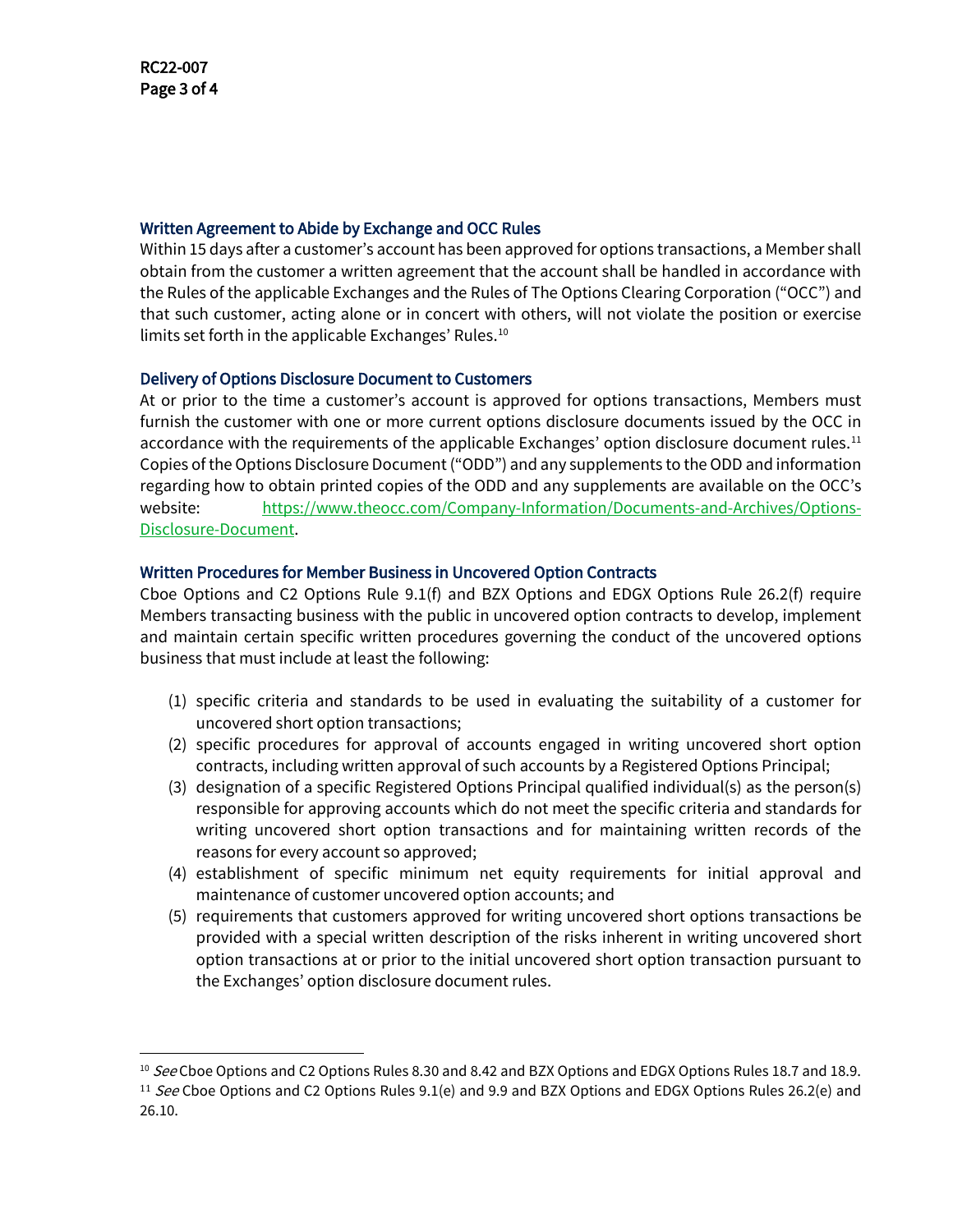### Written Agreement to Abide by Exchange and OCC Rules

Within 15 days after a customer's account has been approved for options transactions, a Member shall obtain from the customer a written agreement that the account shall be handled in accordance with the Rules of the applicable Exchanges and the Rules of The Options Clearing Corporation ("OCC") and that such customer, acting alone or in concert with others, will not violate the position or exercise limits set forth in the applicable Exchanges' Rules.[10]

### Delivery of Options Disclosure Document to Customers

At or prior to the time a customer's account is approved for options transactions, Members must furnish the customer with one or more current options disclosure documents issued by the OCC in accordance with the requirements of the applicable Exchanges' option disclosure document rules.[11] Copies of the Options Disclosure Document ("ODD") and any supplements to the ODD and information regarding how to obtain printed copies of the ODD and any supplements are available on the OCC's website: [https://www.theocc.com/Company-Information/Documents-and-Archives/Options-Disclosure-Document](https://www.theocc.com/Company-Information/Documents-and-Archives/Options-Disclosure-Document).

### Written Procedures for Member Business in Uncovered Option Contracts

Cboe Options and C2 Options Rule 9.1(f) and BZX Options and EDGX Options Rule 26.2(f) require Members transacting business with the public in uncovered option contracts to develop, implement and maintain certain specific written procedures governing the conduct of the uncovered options business that must include at least the following:

(1) specific criteria and standards to be used in evaluating the suitability of a customer for uncovered short option transactions;
(2) specific procedures for approval of accounts engaged in writing uncovered short option contracts, including written approval of such accounts by a Registered Options Principal;
(3) designation of a specific Registered Options Principal qualified individual(s) as the person(s) responsible for approving accounts which do not meet the specific criteria and standards for writing uncovered short option transactions and for maintaining written records of the reasons for every account so approved;
(4) establishment of specific minimum net equity requirements for initial approval and maintenance of customer uncovered option accounts; and
(5) requirements that customers approved for writing uncovered short options transactions be provided with a special written description of the risks inherent in writing uncovered short option transactions at or prior to the initial uncovered short option transaction pursuant to the Exchanges' option disclosure document rules.

---

[10] *See* Cboe Options and C2 Options Rules 8.30 and 8.42 and BZX Options and EDGX Options Rules 18.7 and 18.9.

[11] *See* Cboe Options and C2 Options Rules 9.1(e) and 9.9 and BZX Options and EDGX Options Rules 26.2(e) and 26.10.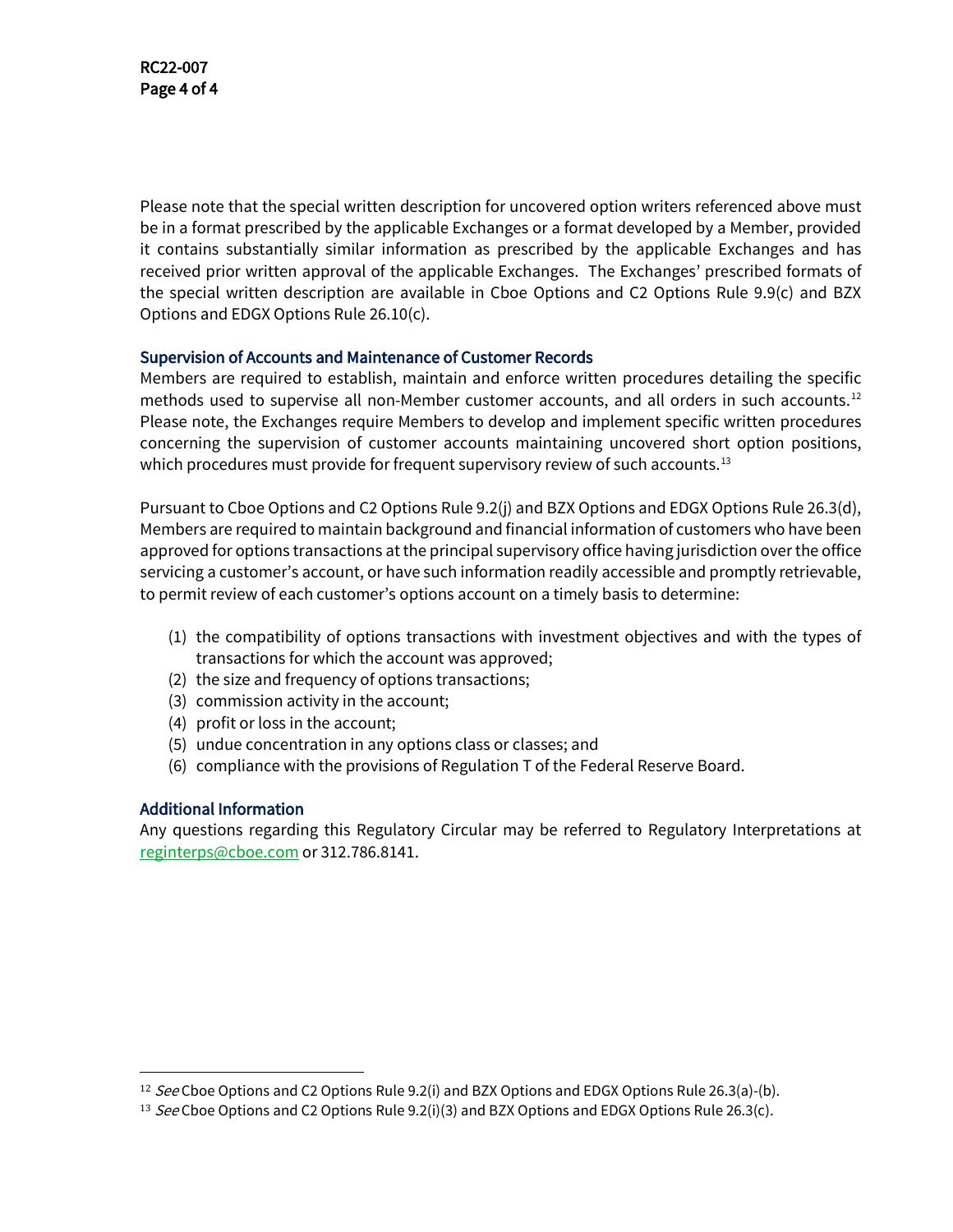Please note that the special written description for uncovered option writers referenced above must be in a format prescribed by the applicable Exchanges or a format developed by a Member, provided it contains substantially similar information as prescribed by the applicable Exchanges and has received prior written approval of the applicable Exchanges. The Exchanges' prescribed formats of the special written description are available in Cboe Options and C2 Options Rule 9.9(c) and BZX Options and EDGX Options Rule 26.10(c).

## Supervision of Accounts and Maintenance of Customer Records

Members are required to establish, maintain and enforce written procedures detailing the specific methods used to supervise all non-Member customer accounts, and all orders in such accounts.[12] Please note, the Exchanges require Members to develop and implement specific written procedures concerning the supervision of customer accounts maintaining uncovered short option positions, which procedures must provide for frequent supervisory review of such accounts.[13]

Pursuant to Cboe Options and C2 Options Rule 9.2(j) and BZX Options and EDGX Options Rule 26.3(d), Members are required to maintain background and financial information of customers who have been approved for options transactions at the principal supervisory office having jurisdiction over the office servicing a customer's account, or have such information readily accessible and promptly retrievable, to permit review of each customer's options account on a timely basis to determine:

(1) the compatibility of options transactions with investment objectives and with the types of transactions for which the account was approved;
(2) the size and frequency of options transactions;
(3) commission activity in the account;
(4) profit or loss in the account;
(5) undue concentration in any options class or classes; and
(6) compliance with the provisions of Regulation T of the Federal Reserve Board.

## Additional Information

Any questions regarding this Regulatory Circular may be referred to Regulatory Interpretations at reginterps@cboe.com or 312.786.8141.

---

[12] *See* Cboe Options and C2 Options Rule 9.2(i) and BZX Options and EDGX Options Rule 26.3(a)-(b).

[13] *See* Cboe Options and C2 Options Rule 9.2(i)(3) and BZX Options and EDGX Options Rule 26.3(c).